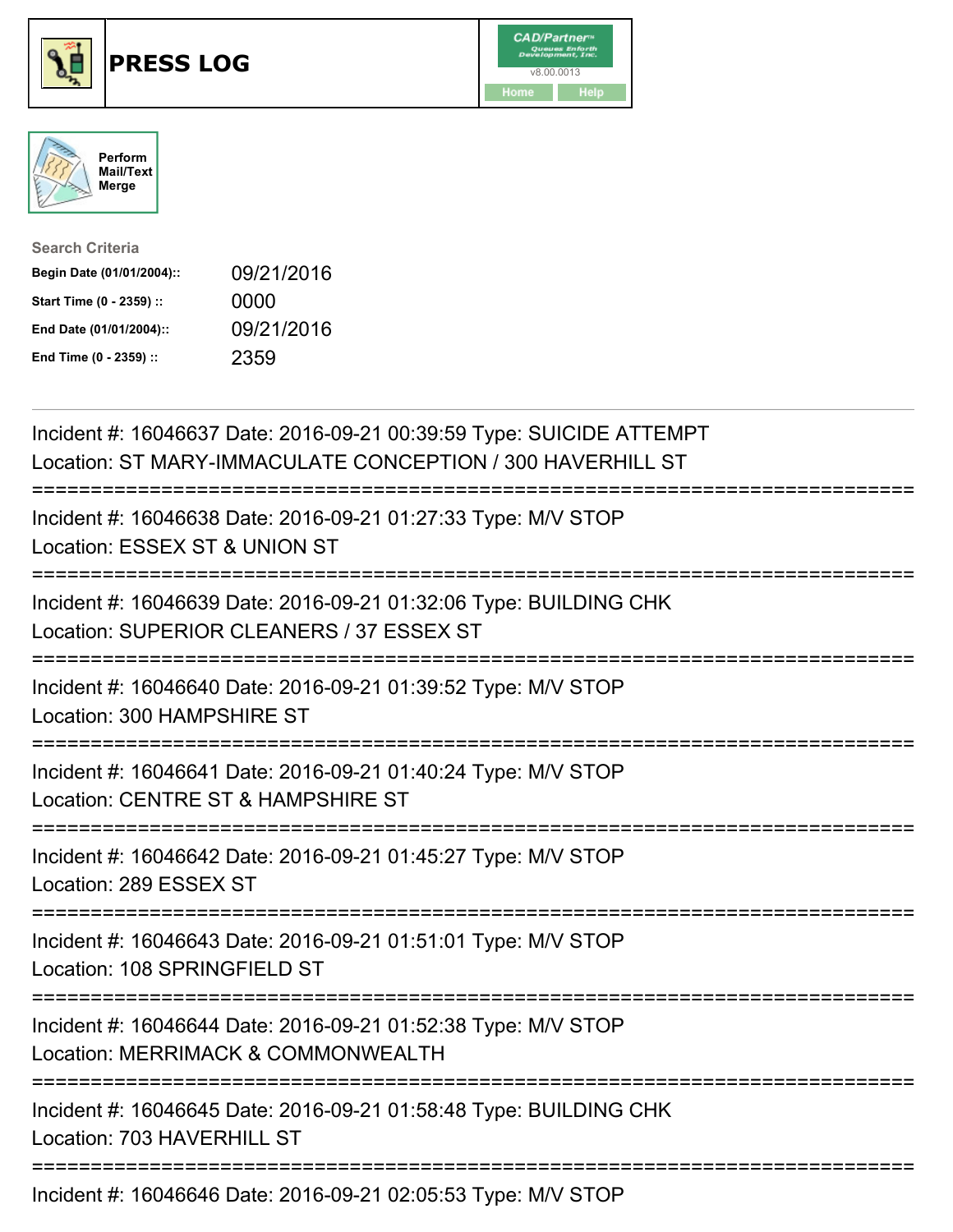# PRESS LOG

CAD/Partner
v8.00.0013
Home Help

Perform Mail/Text Merge

**Search Criteria**

| | |
|---|---|
| **Begin Date (01/01/2004)::** | 09/21/2016 |
| **Start Time (0 - 2359) ::** | 0000 |
| **End Date (01/01/2004)::** | 09/21/2016 |
| **End Time (0 - 2359) ::** | 2359 |

---

Incident #: 16046637 Date: 2016-09-21 00:39:59 Type: SUICIDE ATTEMPT
Location: ST MARY-IMMACULATE CONCEPTION / 300 HAVERHILL ST

===========================================================================

Incident #: 16046638 Date: 2016-09-21 01:27:33 Type: M/V STOP
Location: ESSEX ST & UNION ST

===========================================================================

Incident #: 16046639 Date: 2016-09-21 01:32:06 Type: BUILDING CHK
Location: SUPERIOR CLEANERS / 37 ESSEX ST

===========================================================================

Incident #: 16046640 Date: 2016-09-21 01:39:52 Type: M/V STOP
Location: 300 HAMPSHIRE ST

===========================================================================

Incident #: 16046641 Date: 2016-09-21 01:40:24 Type: M/V STOP
Location: CENTRE ST & HAMPSHIRE ST

===========================================================================

Incident #: 16046642 Date: 2016-09-21 01:45:27 Type: M/V STOP
Location: 289 ESSEX ST

===========================================================================

Incident #: 16046643 Date: 2016-09-21 01:51:01 Type: M/V STOP
Location: 108 SPRINGFIELD ST

===========================================================================

Incident #: 16046644 Date: 2016-09-21 01:52:38 Type: M/V STOP
Location: MERRIMACK & COMMONWEALTH

===========================================================================

Incident #: 16046645 Date: 2016-09-21 01:58:48 Type: BUILDING CHK
Location: 703 HAVERHILL ST

===========================================================================

Incident #: 16046646 Date: 2016-09-21 02:05:53 Type: M/V STOP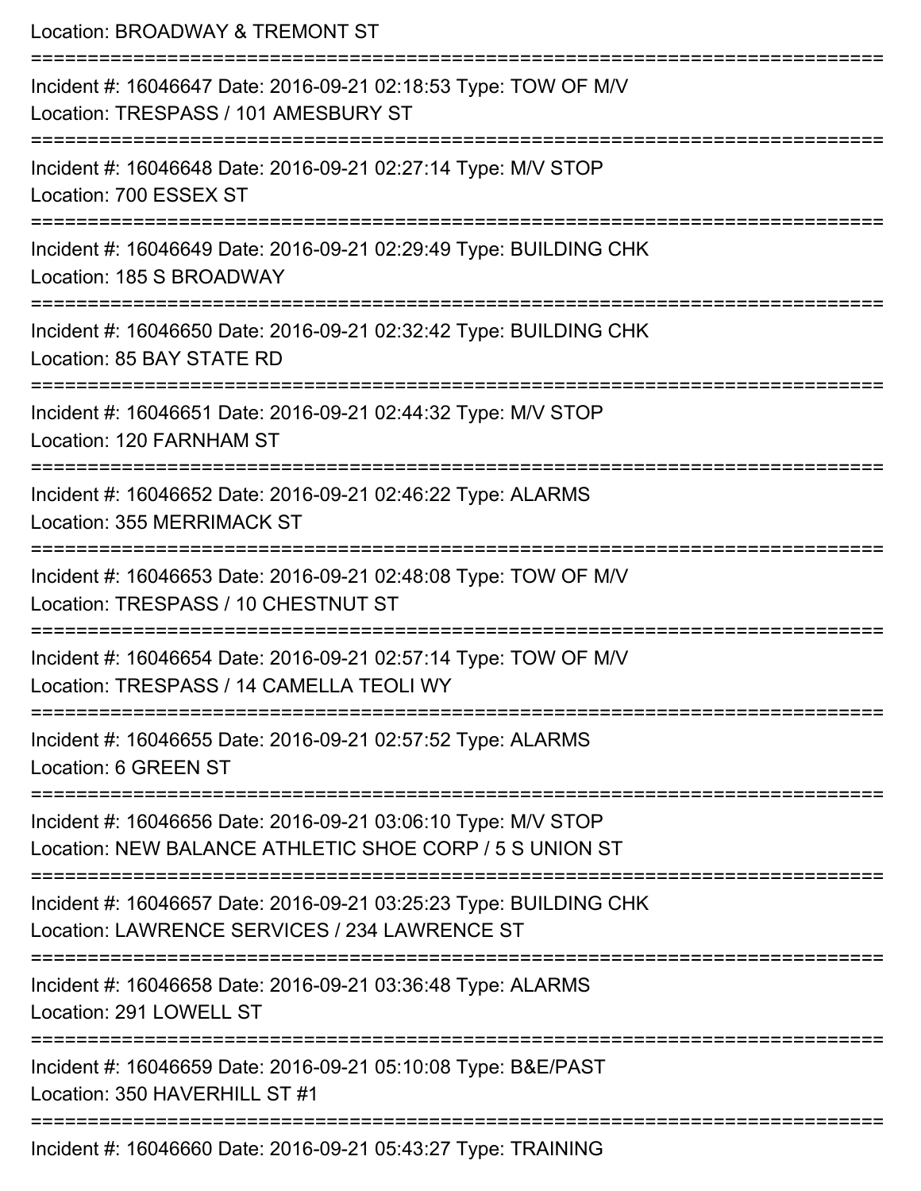Location: BROADWAY & TREMONT ST

===========================================================================

Incident #: 16046647 Date: 2016-09-21 02:18:53 Type: TOW OF M/V
Location: TRESPASS / 101 AMESBURY ST

===========================================================================

Incident #: 16046648 Date: 2016-09-21 02:27:14 Type: M/V STOP
Location: 700 ESSEX ST

===========================================================================

Incident #: 16046649 Date: 2016-09-21 02:29:49 Type: BUILDING CHK
Location: 185 S BROADWAY

===========================================================================

Incident #: 16046650 Date: 2016-09-21 02:32:42 Type: BUILDING CHK
Location: 85 BAY STATE RD

===========================================================================

Incident #: 16046651 Date: 2016-09-21 02:44:32 Type: M/V STOP
Location: 120 FARNHAM ST

===========================================================================

Incident #: 16046652 Date: 2016-09-21 02:46:22 Type: ALARMS
Location: 355 MERRIMACK ST

===========================================================================

Incident #: 16046653 Date: 2016-09-21 02:48:08 Type: TOW OF M/V
Location: TRESPASS / 10 CHESTNUT ST

===========================================================================

Incident #: 16046654 Date: 2016-09-21 02:57:14 Type: TOW OF M/V
Location: TRESPASS / 14 CAMELLA TEOLI WY

===========================================================================

Incident #: 16046655 Date: 2016-09-21 02:57:52 Type: ALARMS
Location: 6 GREEN ST

===========================================================================

Incident #: 16046656 Date: 2016-09-21 03:06:10 Type: M/V STOP
Location: NEW BALANCE ATHLETIC SHOE CORP / 5 S UNION ST

===========================================================================

Incident #: 16046657 Date: 2016-09-21 03:25:23 Type: BUILDING CHK
Location: LAWRENCE SERVICES / 234 LAWRENCE ST

===========================================================================

Incident #: 16046658 Date: 2016-09-21 03:36:48 Type: ALARMS
Location: 291 LOWELL ST

===========================================================================

Incident #: 16046659 Date: 2016-09-21 05:10:08 Type: B&E/PAST
Location: 350 HAVERHILL ST #1

===========================================================================

Incident #: 16046660 Date: 2016-09-21 05:43:27 Type: TRAINING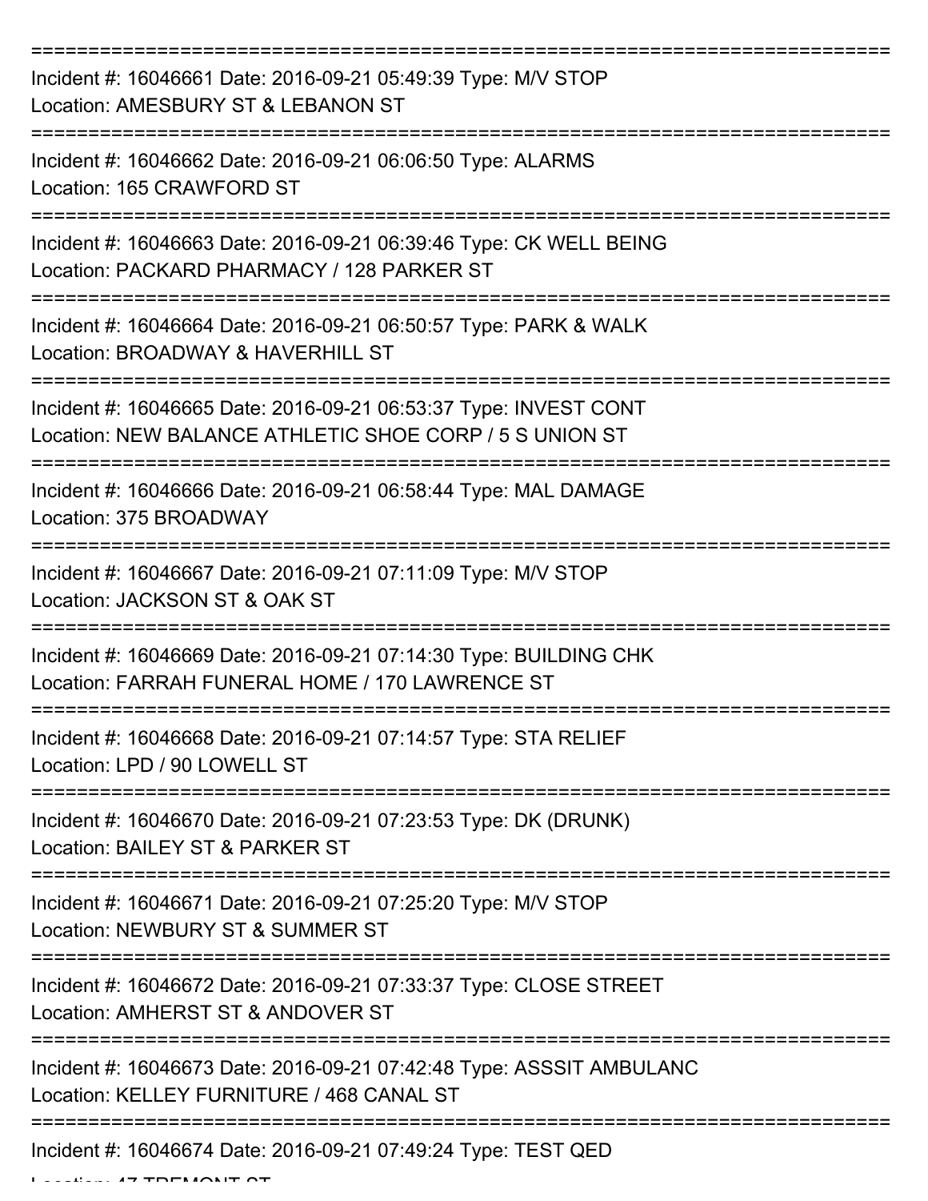===========================================================================

Incident #: 16046661 Date: 2016-09-21 05:49:39 Type: M/V STOP
Location: AMESBURY ST & LEBANON ST

===========================================================================

Incident #: 16046662 Date: 2016-09-21 06:06:50 Type: ALARMS
Location: 165 CRAWFORD ST

===========================================================================

Incident #: 16046663 Date: 2016-09-21 06:39:46 Type: CK WELL BEING
Location: PACKARD PHARMACY / 128 PARKER ST

===========================================================================

Incident #: 16046664 Date: 2016-09-21 06:50:57 Type: PARK & WALK
Location: BROADWAY & HAVERHILL ST

===========================================================================

Incident #: 16046665 Date: 2016-09-21 06:53:37 Type: INVEST CONT
Location: NEW BALANCE ATHLETIC SHOE CORP / 5 S UNION ST

===========================================================================

Incident #: 16046666 Date: 2016-09-21 06:58:44 Type: MAL DAMAGE
Location: 375 BROADWAY

===========================================================================

Incident #: 16046667 Date: 2016-09-21 07:11:09 Type: M/V STOP
Location: JACKSON ST & OAK ST

===========================================================================

Incident #: 16046669 Date: 2016-09-21 07:14:30 Type: BUILDING CHK
Location: FARRAH FUNERAL HOME / 170 LAWRENCE ST

===========================================================================

Incident #: 16046668 Date: 2016-09-21 07:14:57 Type: STA RELIEF
Location: LPD / 90 LOWELL ST

===========================================================================

Incident #: 16046670 Date: 2016-09-21 07:23:53 Type: DK (DRUNK)
Location: BAILEY ST & PARKER ST

===========================================================================

Incident #: 16046671 Date: 2016-09-21 07:25:20 Type: M/V STOP
Location: NEWBURY ST & SUMMER ST

===========================================================================

Incident #: 16046672 Date: 2016-09-21 07:33:37 Type: CLOSE STREET
Location: AMHERST ST & ANDOVER ST

===========================================================================

Incident #: 16046673 Date: 2016-09-21 07:42:48 Type: ASSSIT AMBULANC
Location: KELLEY FURNITURE / 468 CANAL ST

===========================================================================

Incident #: 16046674 Date: 2016-09-21 07:49:24 Type: TEST QED
Location: 47 TREMONT ST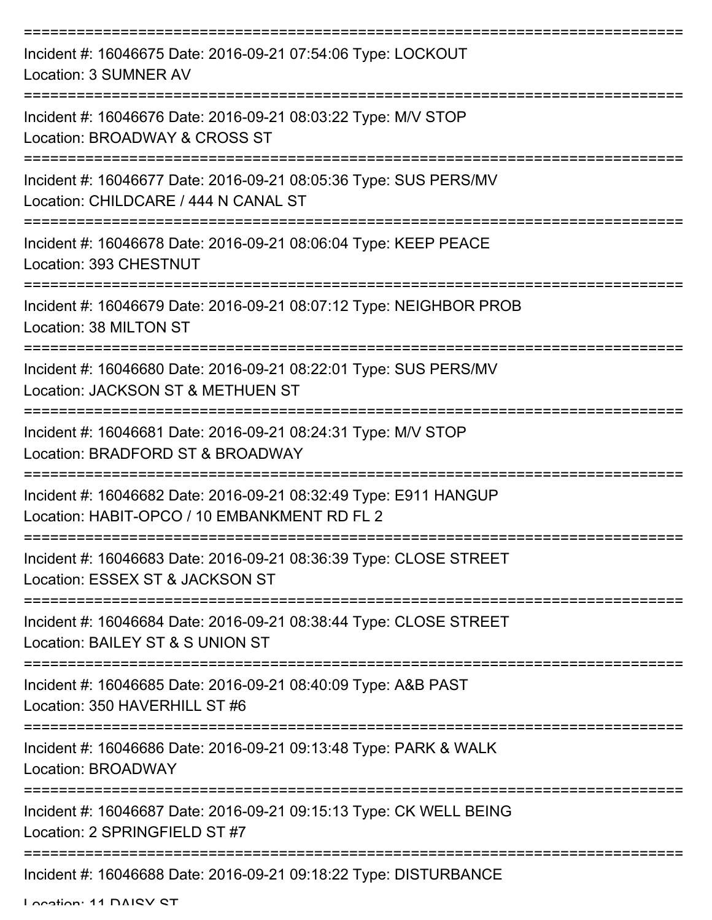===========================================================================

Incident #: 16046675 Date: 2016-09-21 07:54:06 Type: LOCKOUT
Location: 3 SUMNER AV

===========================================================================

Incident #: 16046676 Date: 2016-09-21 08:03:22 Type: M/V STOP
Location: BROADWAY & CROSS ST

===========================================================================

Incident #: 16046677 Date: 2016-09-21 08:05:36 Type: SUS PERS/MV
Location: CHILDCARE / 444 N CANAL ST

===========================================================================

Incident #: 16046678 Date: 2016-09-21 08:06:04 Type: KEEP PEACE
Location: 393 CHESTNUT

===========================================================================

Incident #: 16046679 Date: 2016-09-21 08:07:12 Type: NEIGHBOR PROB
Location: 38 MILTON ST

===========================================================================

Incident #: 16046680 Date: 2016-09-21 08:22:01 Type: SUS PERS/MV
Location: JACKSON ST & METHUEN ST

===========================================================================

Incident #: 16046681 Date: 2016-09-21 08:24:31 Type: M/V STOP
Location: BRADFORD ST & BROADWAY

===========================================================================

Incident #: 16046682 Date: 2016-09-21 08:32:49 Type: E911 HANGUP
Location: HABIT-OPCO / 10 EMBANKMENT RD FL 2

===========================================================================

Incident #: 16046683 Date: 2016-09-21 08:36:39 Type: CLOSE STREET
Location: ESSEX ST & JACKSON ST

===========================================================================

Incident #: 16046684 Date: 2016-09-21 08:38:44 Type: CLOSE STREET
Location: BAILEY ST & S UNION ST

===========================================================================

Incident #: 16046685 Date: 2016-09-21 08:40:09 Type: A&B PAST
Location: 350 HAVERHILL ST #6

===========================================================================

Incident #: 16046686 Date: 2016-09-21 09:13:48 Type: PARK & WALK
Location: BROADWAY

===========================================================================

Incident #: 16046687 Date: 2016-09-21 09:15:13 Type: CK WELL BEING
Location: 2 SPRINGFIELD ST #7

===========================================================================

Incident #: 16046688 Date: 2016-09-21 09:18:22 Type: DISTURBANCE
Location: 11 DAISY ST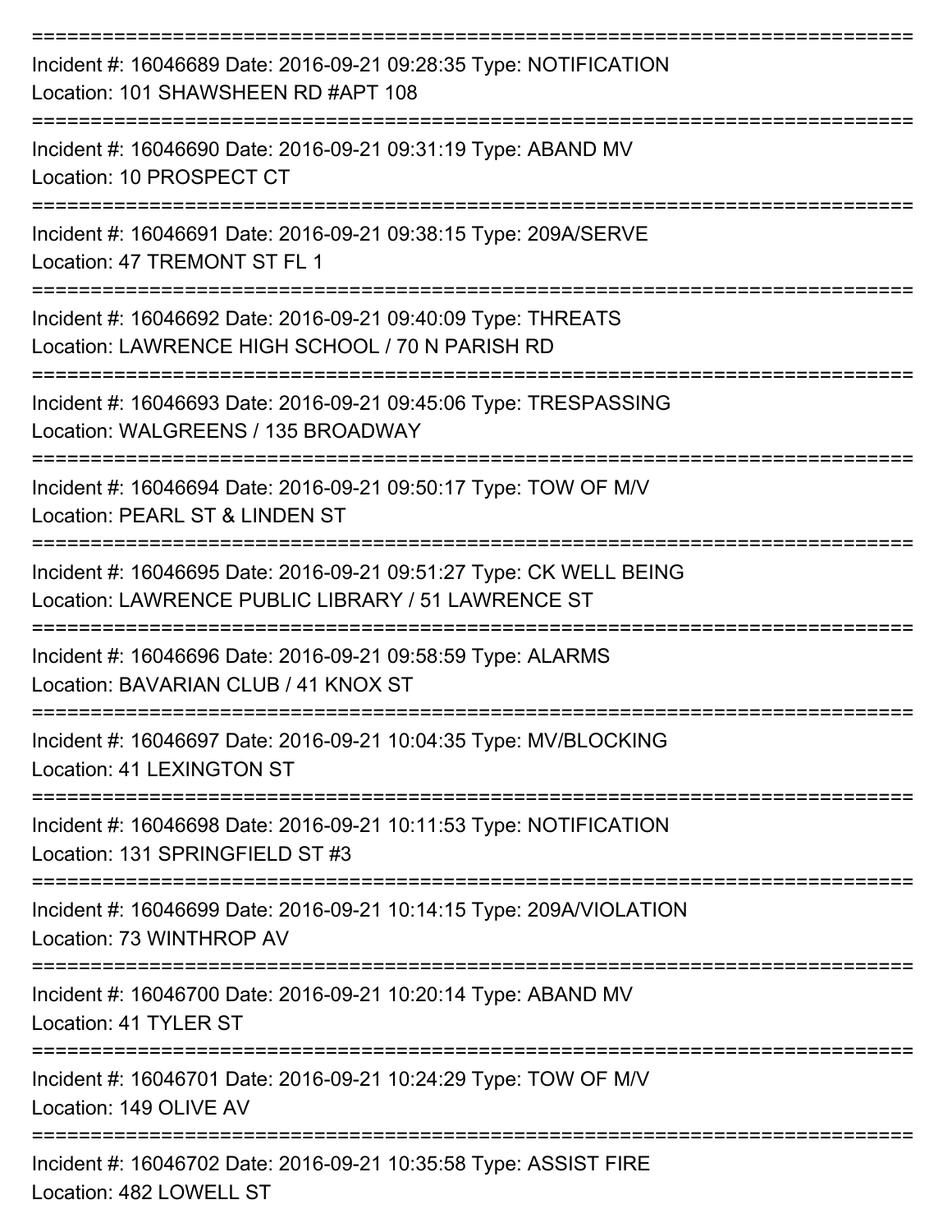===========================================================================

Incident #: 16046689 Date: 2016-09-21 09:28:35 Type: NOTIFICATION
Location: 101 SHAWSHEEN RD #APT 108

===========================================================================

Incident #: 16046690 Date: 2016-09-21 09:31:19 Type: ABAND MV
Location: 10 PROSPECT CT

===========================================================================

Incident #: 16046691 Date: 2016-09-21 09:38:15 Type: 209A/SERVE
Location: 47 TREMONT ST FL 1

===========================================================================

Incident #: 16046692 Date: 2016-09-21 09:40:09 Type: THREATS
Location: LAWRENCE HIGH SCHOOL / 70 N PARISH RD

===========================================================================

Incident #: 16046693 Date: 2016-09-21 09:45:06 Type: TRESPASSING
Location: WALGREENS / 135 BROADWAY

===========================================================================

Incident #: 16046694 Date: 2016-09-21 09:50:17 Type: TOW OF M/V
Location: PEARL ST & LINDEN ST

===========================================================================

Incident #: 16046695 Date: 2016-09-21 09:51:27 Type: CK WELL BEING
Location: LAWRENCE PUBLIC LIBRARY / 51 LAWRENCE ST

===========================================================================

Incident #: 16046696 Date: 2016-09-21 09:58:59 Type: ALARMS
Location: BAVARIAN CLUB / 41 KNOX ST

===========================================================================

Incident #: 16046697 Date: 2016-09-21 10:04:35 Type: MV/BLOCKING
Location: 41 LEXINGTON ST

===========================================================================

Incident #: 16046698 Date: 2016-09-21 10:11:53 Type: NOTIFICATION
Location: 131 SPRINGFIELD ST #3

===========================================================================

Incident #: 16046699 Date: 2016-09-21 10:14:15 Type: 209A/VIOLATION
Location: 73 WINTHROP AV

===========================================================================

Incident #: 16046700 Date: 2016-09-21 10:20:14 Type: ABAND MV
Location: 41 TYLER ST

===========================================================================

Incident #: 16046701 Date: 2016-09-21 10:24:29 Type: TOW OF M/V
Location: 149 OLIVE AV

===========================================================================

Incident #: 16046702 Date: 2016-09-21 10:35:58 Type: ASSIST FIRE
Location: 482 LOWELL ST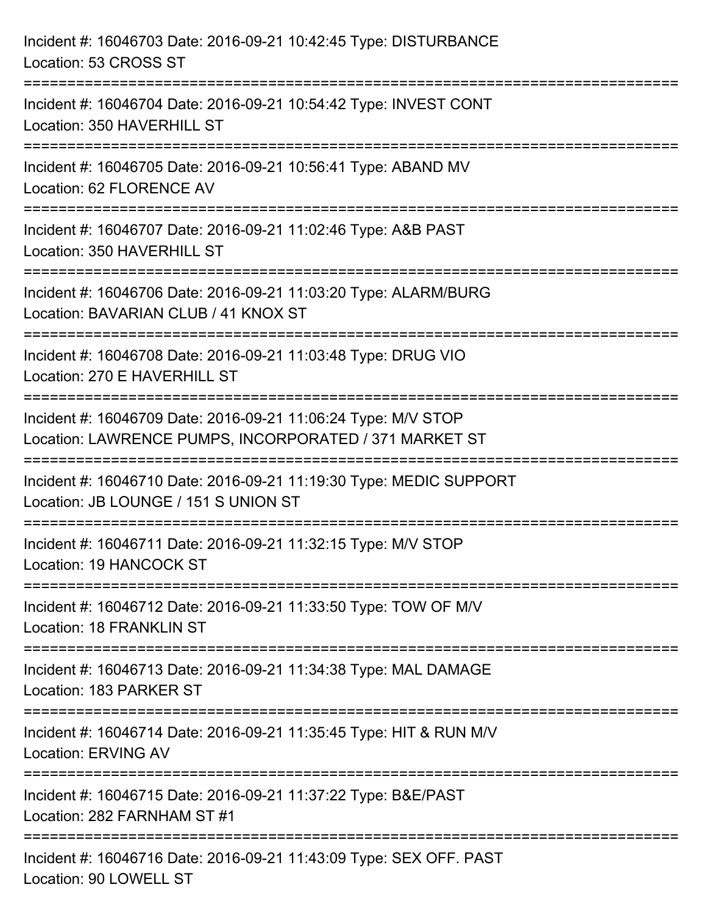Incident #: 16046703 Date: 2016-09-21 10:42:45 Type: DISTURBANCE
Location: 53 CROSS ST

===========================================================================

Incident #: 16046704 Date: 2016-09-21 10:54:42 Type: INVEST CONT
Location: 350 HAVERHILL ST

===========================================================================

Incident #: 16046705 Date: 2016-09-21 10:56:41 Type: ABAND MV
Location: 62 FLORENCE AV

===========================================================================

Incident #: 16046707 Date: 2016-09-21 11:02:46 Type: A&B PAST
Location: 350 HAVERHILL ST

===========================================================================

Incident #: 16046706 Date: 2016-09-21 11:03:20 Type: ALARM/BURG
Location: BAVARIAN CLUB / 41 KNOX ST

===========================================================================

Incident #: 16046708 Date: 2016-09-21 11:03:48 Type: DRUG VIO
Location: 270 E HAVERHILL ST

===========================================================================

Incident #: 16046709 Date: 2016-09-21 11:06:24 Type: M/V STOP
Location: LAWRENCE PUMPS, INCORPORATED / 371 MARKET ST

===========================================================================

Incident #: 16046710 Date: 2016-09-21 11:19:30 Type: MEDIC SUPPORT
Location: JB LOUNGE / 151 S UNION ST

===========================================================================

Incident #: 16046711 Date: 2016-09-21 11:32:15 Type: M/V STOP
Location: 19 HANCOCK ST

===========================================================================

Incident #: 16046712 Date: 2016-09-21 11:33:50 Type: TOW OF M/V
Location: 18 FRANKLIN ST

===========================================================================

Incident #: 16046713 Date: 2016-09-21 11:34:38 Type: MAL DAMAGE
Location: 183 PARKER ST

===========================================================================

Incident #: 16046714 Date: 2016-09-21 11:35:45 Type: HIT & RUN M/V
Location: ERVING AV

===========================================================================

Incident #: 16046715 Date: 2016-09-21 11:37:22 Type: B&E/PAST
Location: 282 FARNHAM ST #1

===========================================================================

Incident #: 16046716 Date: 2016-09-21 11:43:09 Type: SEX OFF. PAST
Location: 90 LOWELL ST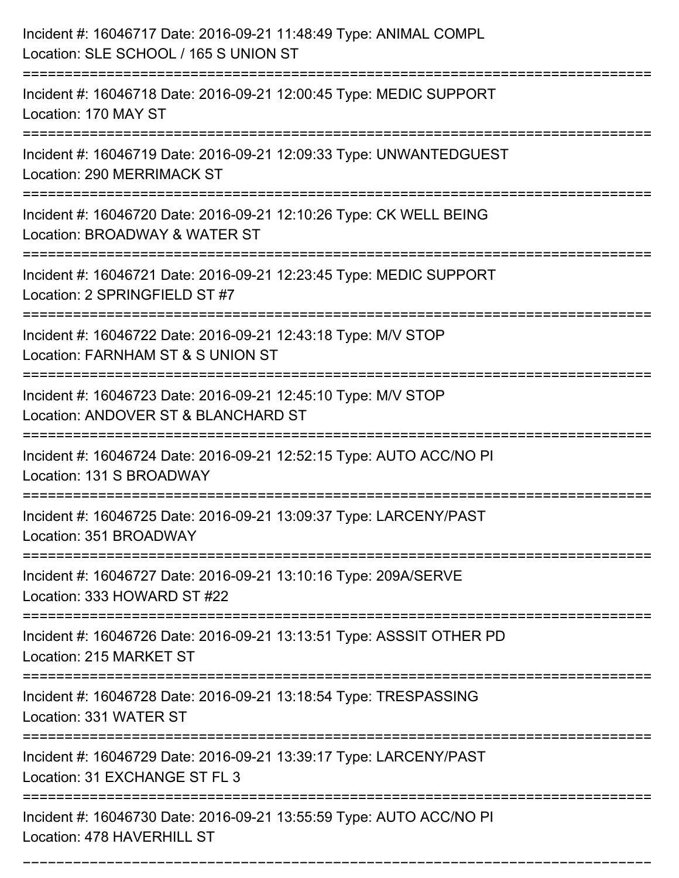Incident #: 16046717 Date: 2016-09-21 11:48:49 Type: ANIMAL COMPL
Location: SLE SCHOOL / 165 S UNION ST

===========================================================================

Incident #: 16046718 Date: 2016-09-21 12:00:45 Type: MEDIC SUPPORT
Location: 170 MAY ST

===========================================================================

Incident #: 16046719 Date: 2016-09-21 12:09:33 Type: UNWANTEDGUEST
Location: 290 MERRIMACK ST

===========================================================================

Incident #: 16046720 Date: 2016-09-21 12:10:26 Type: CK WELL BEING
Location: BROADWAY & WATER ST

===========================================================================

Incident #: 16046721 Date: 2016-09-21 12:23:45 Type: MEDIC SUPPORT
Location: 2 SPRINGFIELD ST #7

===========================================================================

Incident #: 16046722 Date: 2016-09-21 12:43:18 Type: M/V STOP
Location: FARNHAM ST & S UNION ST

===========================================================================

Incident #: 16046723 Date: 2016-09-21 12:45:10 Type: M/V STOP
Location: ANDOVER ST & BLANCHARD ST

===========================================================================

Incident #: 16046724 Date: 2016-09-21 12:52:15 Type: AUTO ACC/NO PI
Location: 131 S BROADWAY

===========================================================================

Incident #: 16046725 Date: 2016-09-21 13:09:37 Type: LARCENY/PAST
Location: 351 BROADWAY

===========================================================================

Incident #: 16046727 Date: 2016-09-21 13:10:16 Type: 209A/SERVE
Location: 333 HOWARD ST #22

===========================================================================

Incident #: 16046726 Date: 2016-09-21 13:13:51 Type: ASSSIT OTHER PD
Location: 215 MARKET ST

===========================================================================

Incident #: 16046728 Date: 2016-09-21 13:18:54 Type: TRESPASSING
Location: 331 WATER ST

===========================================================================

Incident #: 16046729 Date: 2016-09-21 13:39:17 Type: LARCENY/PAST
Location: 31 EXCHANGE ST FL 3

===========================================================================

Incident #: 16046730 Date: 2016-09-21 13:55:59 Type: AUTO ACC/NO PI
Location: 478 HAVERHILL ST

===========================================================================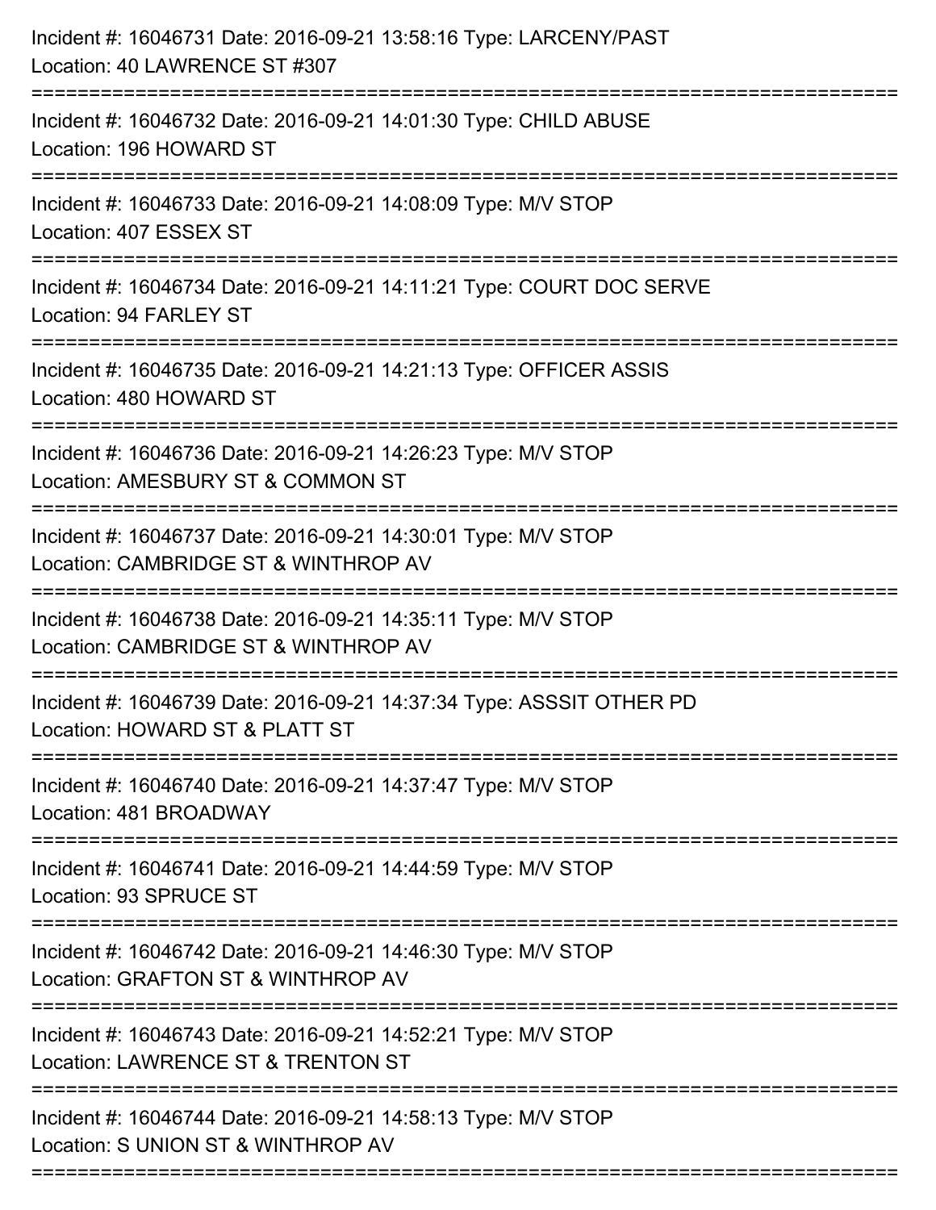Incident #: 16046731 Date: 2016-09-21 13:58:16 Type: LARCENY/PAST
Location: 40 LAWRENCE ST #307

===========================================================================

Incident #: 16046732 Date: 2016-09-21 14:01:30 Type: CHILD ABUSE
Location: 196 HOWARD ST

===========================================================================

Incident #: 16046733 Date: 2016-09-21 14:08:09 Type: M/V STOP
Location: 407 ESSEX ST

===========================================================================

Incident #: 16046734 Date: 2016-09-21 14:11:21 Type: COURT DOC SERVE
Location: 94 FARLEY ST

===========================================================================

Incident #: 16046735 Date: 2016-09-21 14:21:13 Type: OFFICER ASSIS
Location: 480 HOWARD ST

===========================================================================

Incident #: 16046736 Date: 2016-09-21 14:26:23 Type: M/V STOP
Location: AMESBURY ST & COMMON ST

===========================================================================

Incident #: 16046737 Date: 2016-09-21 14:30:01 Type: M/V STOP
Location: CAMBRIDGE ST & WINTHROP AV

===========================================================================

Incident #: 16046738 Date: 2016-09-21 14:35:11 Type: M/V STOP
Location: CAMBRIDGE ST & WINTHROP AV

===========================================================================

Incident #: 16046739 Date: 2016-09-21 14:37:34 Type: ASSSIT OTHER PD
Location: HOWARD ST & PLATT ST

===========================================================================

Incident #: 16046740 Date: 2016-09-21 14:37:47 Type: M/V STOP
Location: 481 BROADWAY

===========================================================================

Incident #: 16046741 Date: 2016-09-21 14:44:59 Type: M/V STOP
Location: 93 SPRUCE ST

===========================================================================

Incident #: 16046742 Date: 2016-09-21 14:46:30 Type: M/V STOP
Location: GRAFTON ST & WINTHROP AV

===========================================================================

Incident #: 16046743 Date: 2016-09-21 14:52:21 Type: M/V STOP
Location: LAWRENCE ST & TRENTON ST

===========================================================================

Incident #: 16046744 Date: 2016-09-21 14:58:13 Type: M/V STOP
Location: S UNION ST & WINTHROP AV

===========================================================================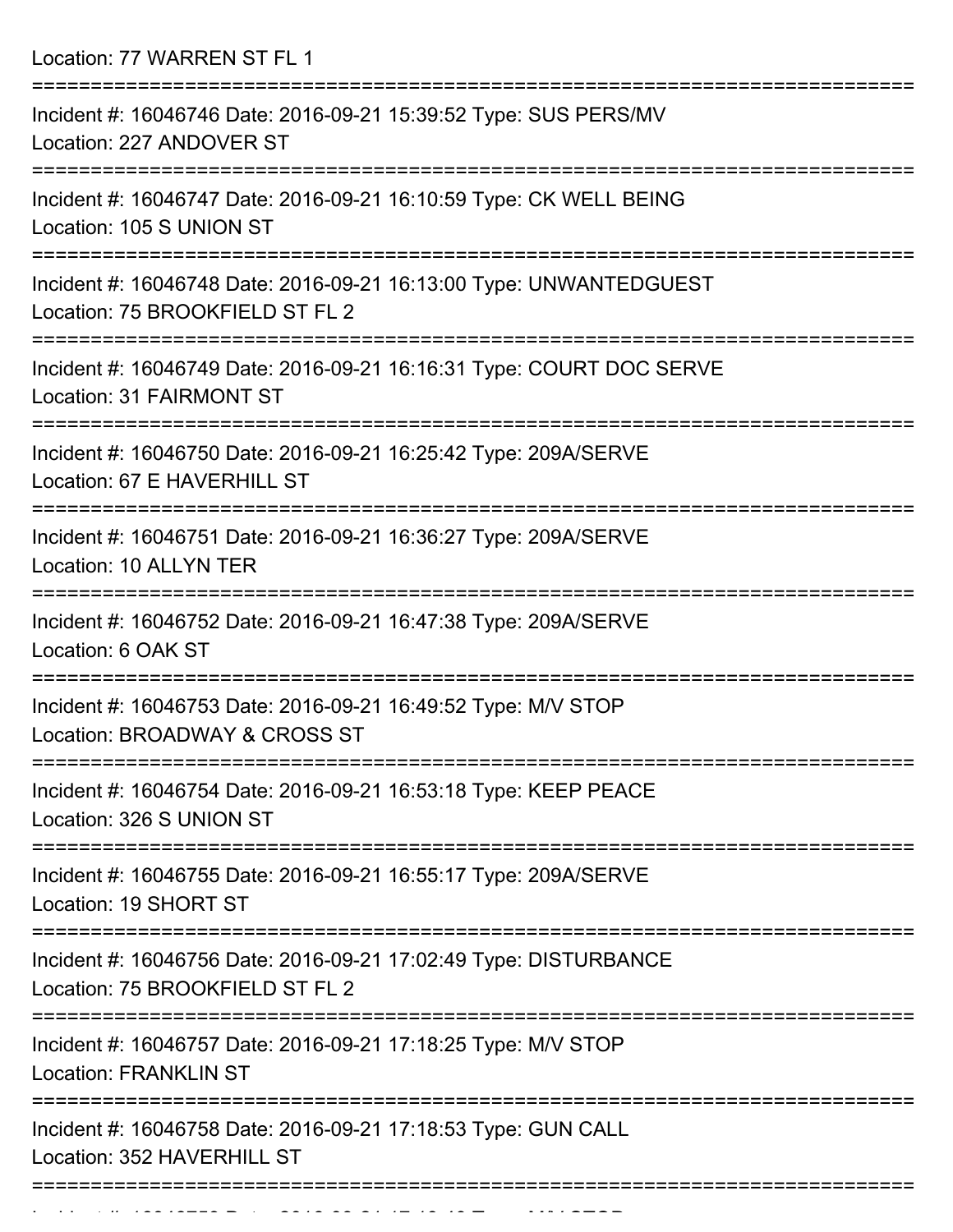Location: 77 WARREN ST FL 1

===========================================================================

Incident #: 16046746 Date: 2016-09-21 15:39:52 Type: SUS PERS/MV
Location: 227 ANDOVER ST

===========================================================================

Incident #: 16046747 Date: 2016-09-21 16:10:59 Type: CK WELL BEING
Location: 105 S UNION ST

===========================================================================

Incident #: 16046748 Date: 2016-09-21 16:13:00 Type: UNWANTEDGUEST
Location: 75 BROOKFIELD ST FL 2

===========================================================================

Incident #: 16046749 Date: 2016-09-21 16:16:31 Type: COURT DOC SERVE
Location: 31 FAIRMONT ST

===========================================================================

Incident #: 16046750 Date: 2016-09-21 16:25:42 Type: 209A/SERVE
Location: 67 E HAVERHILL ST

===========================================================================

Incident #: 16046751 Date: 2016-09-21 16:36:27 Type: 209A/SERVE
Location: 10 ALLYN TER

===========================================================================

Incident #: 16046752 Date: 2016-09-21 16:47:38 Type: 209A/SERVE
Location: 6 OAK ST

===========================================================================

Incident #: 16046753 Date: 2016-09-21 16:49:52 Type: M/V STOP
Location: BROADWAY & CROSS ST

===========================================================================

Incident #: 16046754 Date: 2016-09-21 16:53:18 Type: KEEP PEACE
Location: 326 S UNION ST

===========================================================================

Incident #: 16046755 Date: 2016-09-21 16:55:17 Type: 209A/SERVE
Location: 19 SHORT ST

===========================================================================

Incident #: 16046756 Date: 2016-09-21 17:02:49 Type: DISTURBANCE
Location: 75 BROOKFIELD ST FL 2

===========================================================================

Incident #: 16046757 Date: 2016-09-21 17:18:25 Type: M/V STOP
Location: FRANKLIN ST

===========================================================================

Incident #: 16046758 Date: 2016-09-21 17:18:53 Type: GUN CALL
Location: 352 HAVERHILL ST

===========================================================================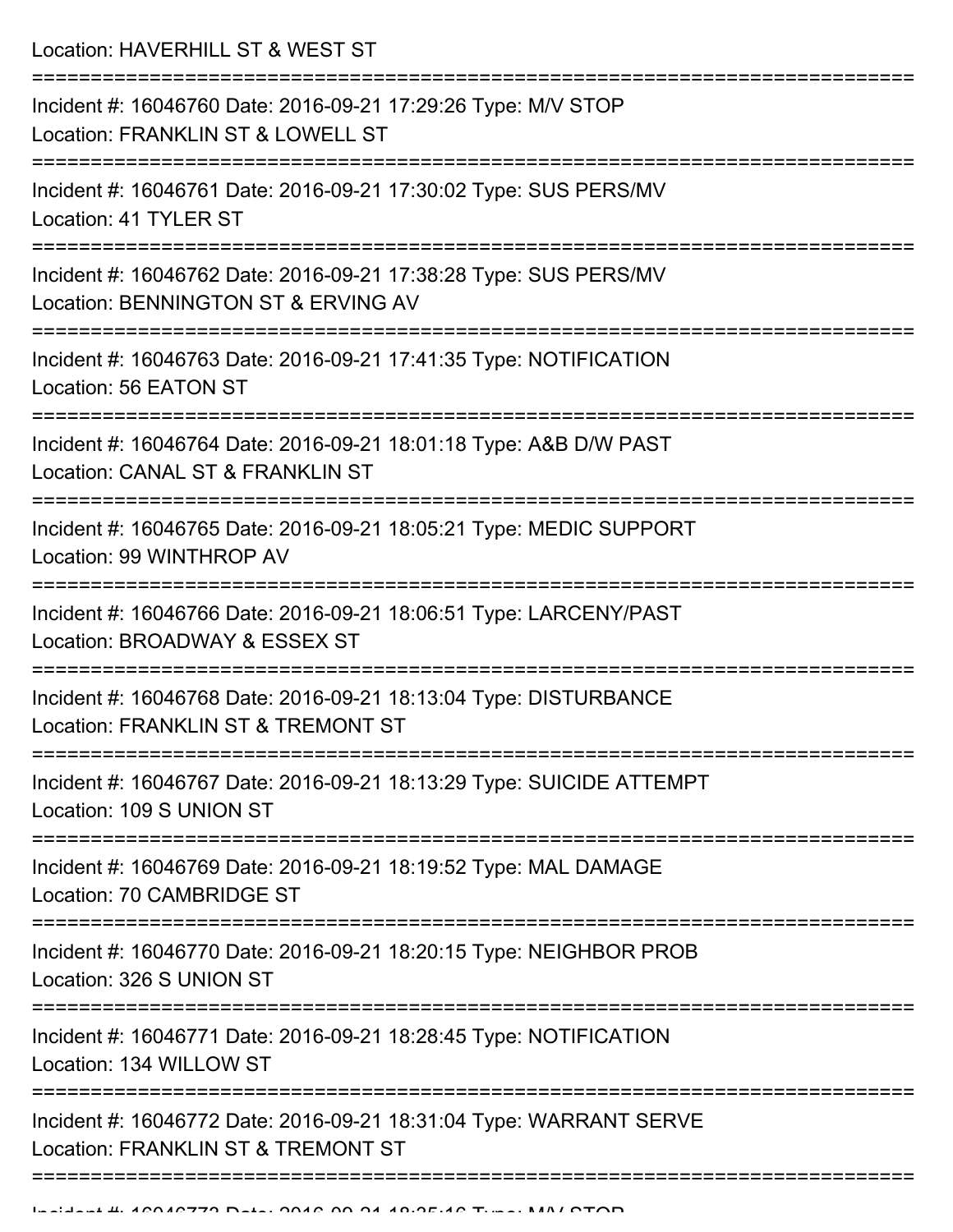Location: HAVERHILL ST & WEST ST

===========================================================================

Incident #: 16046760 Date: 2016-09-21 17:29:26 Type: M/V STOP
Location: FRANKLIN ST & LOWELL ST

===========================================================================

Incident #: 16046761 Date: 2016-09-21 17:30:02 Type: SUS PERS/MV
Location: 41 TYLER ST

===========================================================================

Incident #: 16046762 Date: 2016-09-21 17:38:28 Type: SUS PERS/MV
Location: BENNINGTON ST & ERVING AV

===========================================================================

Incident #: 16046763 Date: 2016-09-21 17:41:35 Type: NOTIFICATION
Location: 56 EATON ST

===========================================================================

Incident #: 16046764 Date: 2016-09-21 18:01:18 Type: A&B D/W PAST
Location: CANAL ST & FRANKLIN ST

===========================================================================

Incident #: 16046765 Date: 2016-09-21 18:05:21 Type: MEDIC SUPPORT
Location: 99 WINTHROP AV

===========================================================================

Incident #: 16046766 Date: 2016-09-21 18:06:51 Type: LARCENY/PAST
Location: BROADWAY & ESSEX ST

===========================================================================

Incident #: 16046768 Date: 2016-09-21 18:13:04 Type: DISTURBANCE
Location: FRANKLIN ST & TREMONT ST

===========================================================================

Incident #: 16046767 Date: 2016-09-21 18:13:29 Type: SUICIDE ATTEMPT
Location: 109 S UNION ST

===========================================================================

Incident #: 16046769 Date: 2016-09-21 18:19:52 Type: MAL DAMAGE
Location: 70 CAMBRIDGE ST

===========================================================================

Incident #: 16046770 Date: 2016-09-21 18:20:15 Type: NEIGHBOR PROB
Location: 326 S UNION ST

===========================================================================

Incident #: 16046771 Date: 2016-09-21 18:28:45 Type: NOTIFICATION
Location: 134 WILLOW ST

===========================================================================

Incident #: 16046772 Date: 2016-09-21 18:31:04 Type: WARRANT SERVE
Location: FRANKLIN ST & TREMONT ST

===========================================================================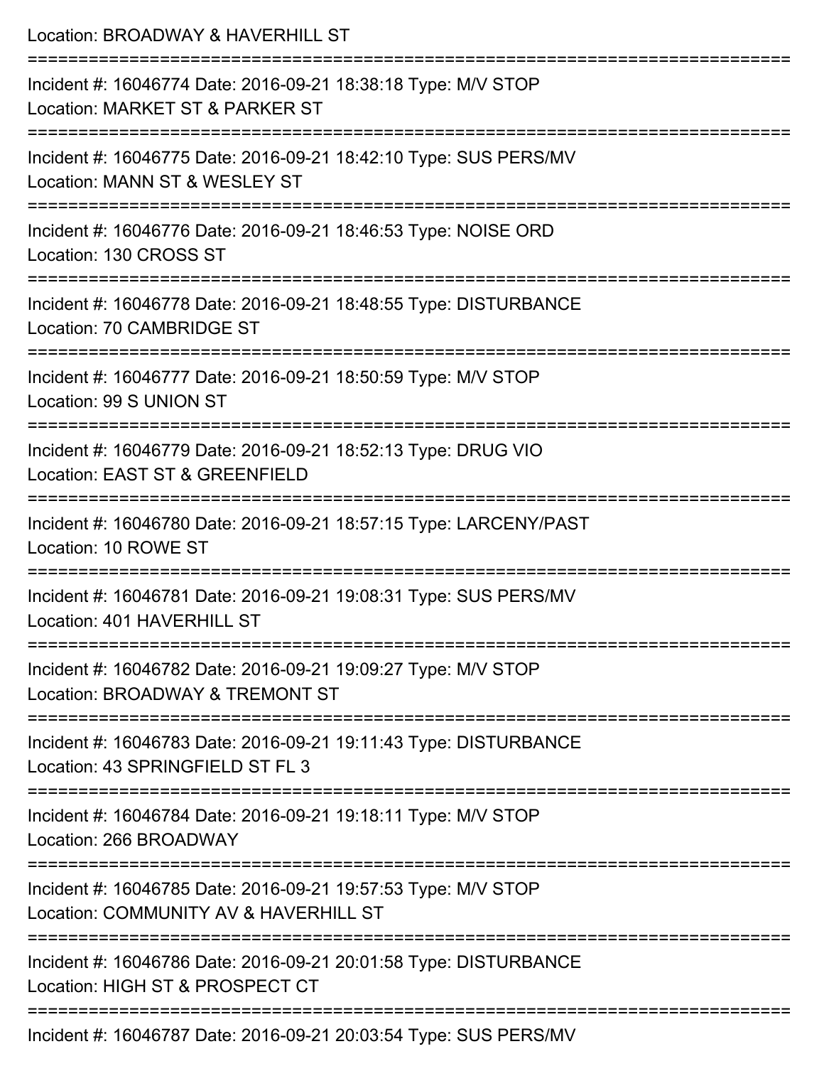Location: BROADWAY & HAVERHILL ST

===========================================================================

Incident #: 16046774 Date: 2016-09-21 18:38:18 Type: M/V STOP
Location: MARKET ST & PARKER ST

===========================================================================

Incident #: 16046775 Date: 2016-09-21 18:42:10 Type: SUS PERS/MV
Location: MANN ST & WESLEY ST

===========================================================================

Incident #: 16046776 Date: 2016-09-21 18:46:53 Type: NOISE ORD
Location: 130 CROSS ST

===========================================================================

Incident #: 16046778 Date: 2016-09-21 18:48:55 Type: DISTURBANCE
Location: 70 CAMBRIDGE ST

===========================================================================

Incident #: 16046777 Date: 2016-09-21 18:50:59 Type: M/V STOP
Location: 99 S UNION ST

===========================================================================

Incident #: 16046779 Date: 2016-09-21 18:52:13 Type: DRUG VIO
Location: EAST ST & GREENFIELD

===========================================================================

Incident #: 16046780 Date: 2016-09-21 18:57:15 Type: LARCENY/PAST
Location: 10 ROWE ST

===========================================================================

Incident #: 16046781 Date: 2016-09-21 19:08:31 Type: SUS PERS/MV
Location: 401 HAVERHILL ST

===========================================================================

Incident #: 16046782 Date: 2016-09-21 19:09:27 Type: M/V STOP
Location: BROADWAY & TREMONT ST

===========================================================================

Incident #: 16046783 Date: 2016-09-21 19:11:43 Type: DISTURBANCE
Location: 43 SPRINGFIELD ST FL 3

===========================================================================

Incident #: 16046784 Date: 2016-09-21 19:18:11 Type: M/V STOP
Location: 266 BROADWAY

===========================================================================

Incident #: 16046785 Date: 2016-09-21 19:57:53 Type: M/V STOP
Location: COMMUNITY AV & HAVERHILL ST

===========================================================================

Incident #: 16046786 Date: 2016-09-21 20:01:58 Type: DISTURBANCE
Location: HIGH ST & PROSPECT CT

===========================================================================

Incident #: 16046787 Date: 2016-09-21 20:03:54 Type: SUS PERS/MV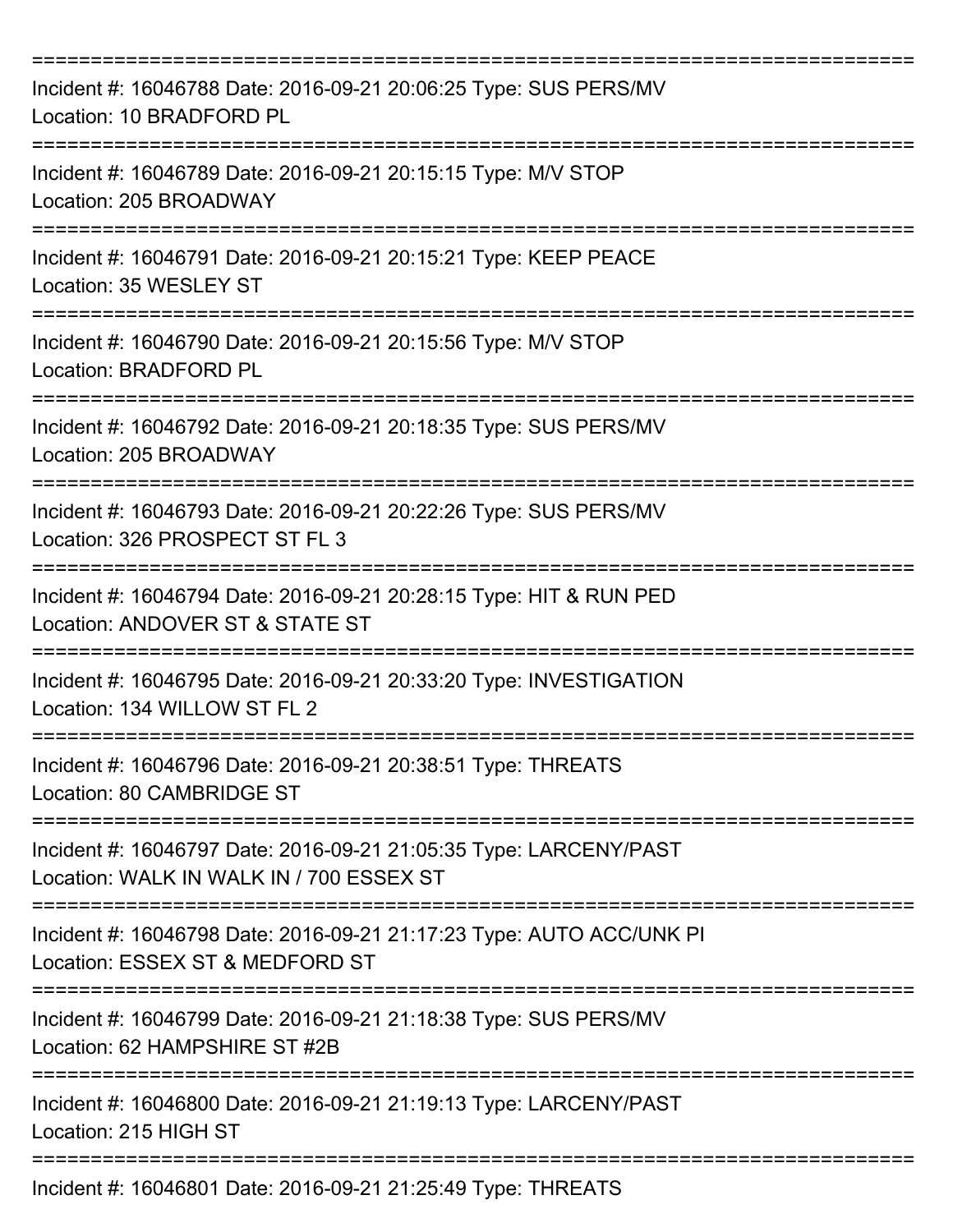===========================================================================

Incident #: 16046788 Date: 2016-09-21 20:06:25 Type: SUS PERS/MV
Location: 10 BRADFORD PL

===========================================================================

Incident #: 16046789 Date: 2016-09-21 20:15:15 Type: M/V STOP
Location: 205 BROADWAY

===========================================================================

Incident #: 16046791 Date: 2016-09-21 20:15:21 Type: KEEP PEACE
Location: 35 WESLEY ST

===========================================================================

Incident #: 16046790 Date: 2016-09-21 20:15:56 Type: M/V STOP
Location: BRADFORD PL

===========================================================================

Incident #: 16046792 Date: 2016-09-21 20:18:35 Type: SUS PERS/MV
Location: 205 BROADWAY

===========================================================================

Incident #: 16046793 Date: 2016-09-21 20:22:26 Type: SUS PERS/MV
Location: 326 PROSPECT ST FL 3

===========================================================================

Incident #: 16046794 Date: 2016-09-21 20:28:15 Type: HIT & RUN PED
Location: ANDOVER ST & STATE ST

===========================================================================

Incident #: 16046795 Date: 2016-09-21 20:33:20 Type: INVESTIGATION
Location: 134 WILLOW ST FL 2

===========================================================================

Incident #: 16046796 Date: 2016-09-21 20:38:51 Type: THREATS
Location: 80 CAMBRIDGE ST

===========================================================================

Incident #: 16046797 Date: 2016-09-21 21:05:35 Type: LARCENY/PAST
Location: WALK IN WALK IN / 700 ESSEX ST

===========================================================================

Incident #: 16046798 Date: 2016-09-21 21:17:23 Type: AUTO ACC/UNK PI
Location: ESSEX ST & MEDFORD ST

===========================================================================

Incident #: 16046799 Date: 2016-09-21 21:18:38 Type: SUS PERS/MV
Location: 62 HAMPSHIRE ST #2B

===========================================================================

Incident #: 16046800 Date: 2016-09-21 21:19:13 Type: LARCENY/PAST
Location: 215 HIGH ST

===========================================================================

Incident #: 16046801 Date: 2016-09-21 21:25:49 Type: THREATS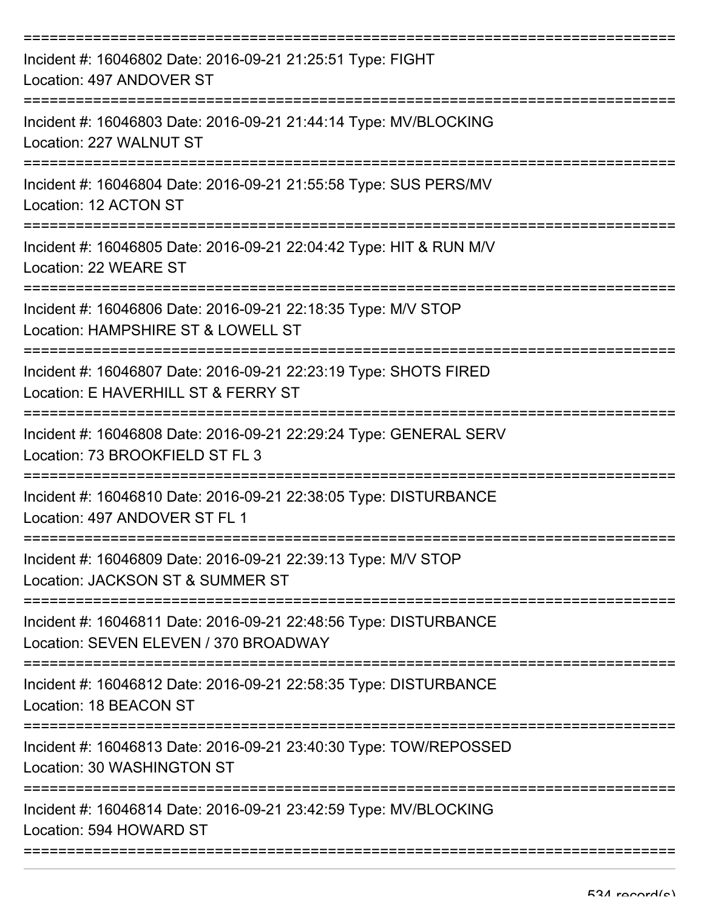===========================================================================
Incident #: 16046802 Date: 2016-09-21 21:25:51 Type: FIGHT
Location: 497 ANDOVER ST
===========================================================================
Incident #: 16046803 Date: 2016-09-21 21:44:14 Type: MV/BLOCKING
Location: 227 WALNUT ST
===========================================================================
Incident #: 16046804 Date: 2016-09-21 21:55:58 Type: SUS PERS/MV
Location: 12 ACTON ST
===========================================================================
Incident #: 16046805 Date: 2016-09-21 22:04:42 Type: HIT & RUN M/V
Location: 22 WEARE ST
===========================================================================
Incident #: 16046806 Date: 2016-09-21 22:18:35 Type: M/V STOP
Location: HAMPSHIRE ST & LOWELL ST
===========================================================================
Incident #: 16046807 Date: 2016-09-21 22:23:19 Type: SHOTS FIRED
Location: E HAVERHILL ST & FERRY ST
===========================================================================
Incident #: 16046808 Date: 2016-09-21 22:29:24 Type: GENERAL SERV
Location: 73 BROOKFIELD ST FL 3
===========================================================================
Incident #: 16046810 Date: 2016-09-21 22:38:05 Type: DISTURBANCE
Location: 497 ANDOVER ST FL 1
===========================================================================
Incident #: 16046809 Date: 2016-09-21 22:39:13 Type: M/V STOP
Location: JACKSON ST & SUMMER ST
===========================================================================
Incident #: 16046811 Date: 2016-09-21 22:48:56 Type: DISTURBANCE
Location: SEVEN ELEVEN / 370 BROADWAY
===========================================================================
Incident #: 16046812 Date: 2016-09-21 22:58:35 Type: DISTURBANCE
Location: 18 BEACON ST
===========================================================================
Incident #: 16046813 Date: 2016-09-21 23:40:30 Type: TOW/REPOSSED
Location: 30 WASHINGTON ST
===========================================================================
Incident #: 16046814 Date: 2016-09-21 23:42:59 Type: MV/BLOCKING
Location: 594 HOWARD ST
===========================================================================

534 record(s)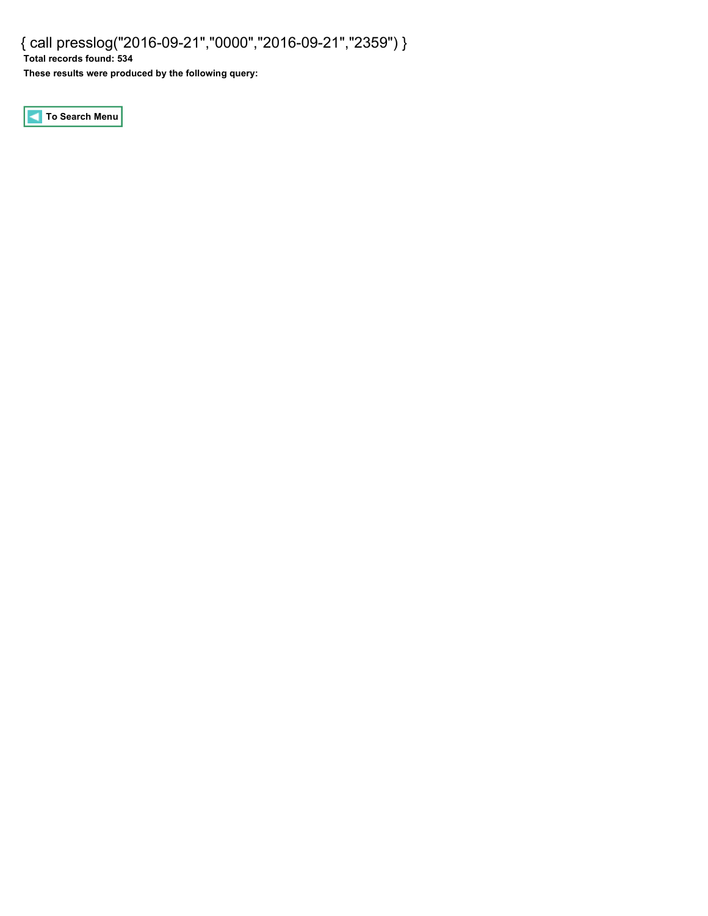{ call presslog("2016-09-21","0000","2016-09-21","2359") }

**Total records found: 534**

**These results were produced by the following query:**

**To Search Menu**